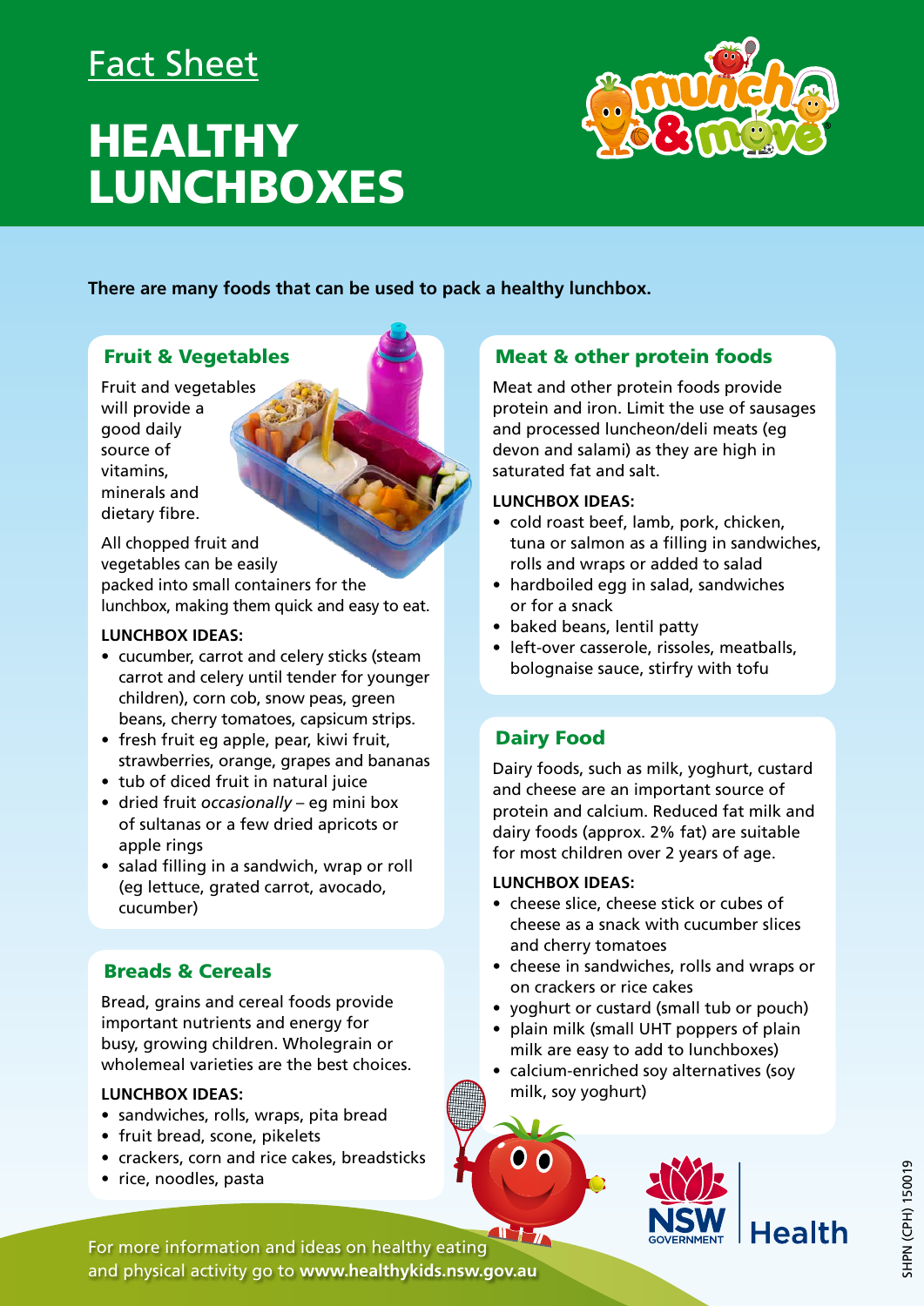Fact Sheet

# HEALTHY LUNCHBOXES

**There are many foods that can be used to pack a healthy lunchbox.**

## Fruit & Vegetables

Fruit and vegetables will provide a good daily source of vitamins, minerals and dietary fibre.

All chopped fruit and vegetables can be easily packed into small containers for the lunchbox, making them quick and easy to eat.

**LUNCHBOX IDEAS:**

- cucumber, carrot and celery sticks (steam carrot and celery until tender for younger children), corn cob, snow peas, green beans, cherry tomatoes, capsicum strips.
- fresh fruit eg apple, pear, kiwi fruit, strawberries, orange, grapes and bananas
- tub of diced fruit in natural juice
- dried fruit *occasionally* – eg mini box of sultanas or a few dried apricots or apple rings
- salad filling in a sandwich, wrap or roll (eg lettuce, grated carrot, avocado, cucumber)

## Breads & Cereals

Bread, grains and cereal foods provide important nutrients and energy for busy, growing children. Wholegrain or wholemeal varieties are the best choices.

**LUNCHBOX IDEAS:**

- sandwiches, rolls, wraps, pita bread
- fruit bread, scone, pikelets
- crackers, corn and rice cakes, breadsticks
- rice, noodles, pasta

## Meat & other protein foods

Meat and other protein foods provide protein and iron. Limit the use of sausages and processed luncheon/deli meats (eg devon and salami) as they are high in saturated fat and salt.

**LUNCHBOX IDEAS:**

- cold roast beef, lamb, pork, chicken, tuna or salmon as a filling in sandwiches, rolls and wraps or added to salad
- hardboiled egg in salad, sandwiches or for a snack
- baked beans, lentil patty
- left-over casserole, rissoles, meatballs, bolognaise sauce, stirfry with tofu

## Dairy Food

Dairy foods, such as milk, yoghurt, custard and cheese are an important source of protein and calcium. Reduced fat milk and dairy foods (approx. 2% fat) are suitable for most children over 2 years of age.

**LUNCHBOX IDEAS:**

- cheese slice, cheese stick or cubes of cheese as a snack with cucumber slices and cherry tomatoes
- cheese in sandwiches, rolls and wraps or on crackers or rice cakes
- yoghurt or custard (small tub or pouch)
- plain milk (small UHT poppers of plain milk are easy to add to lunchboxes)
- calcium-enriched soy alternatives (soy milk, soy yoghurt)

For more information and ideas on healthy eating and physical activity go to **www.healthykids.nsw.gov.au**

SHPN (CPH) 150019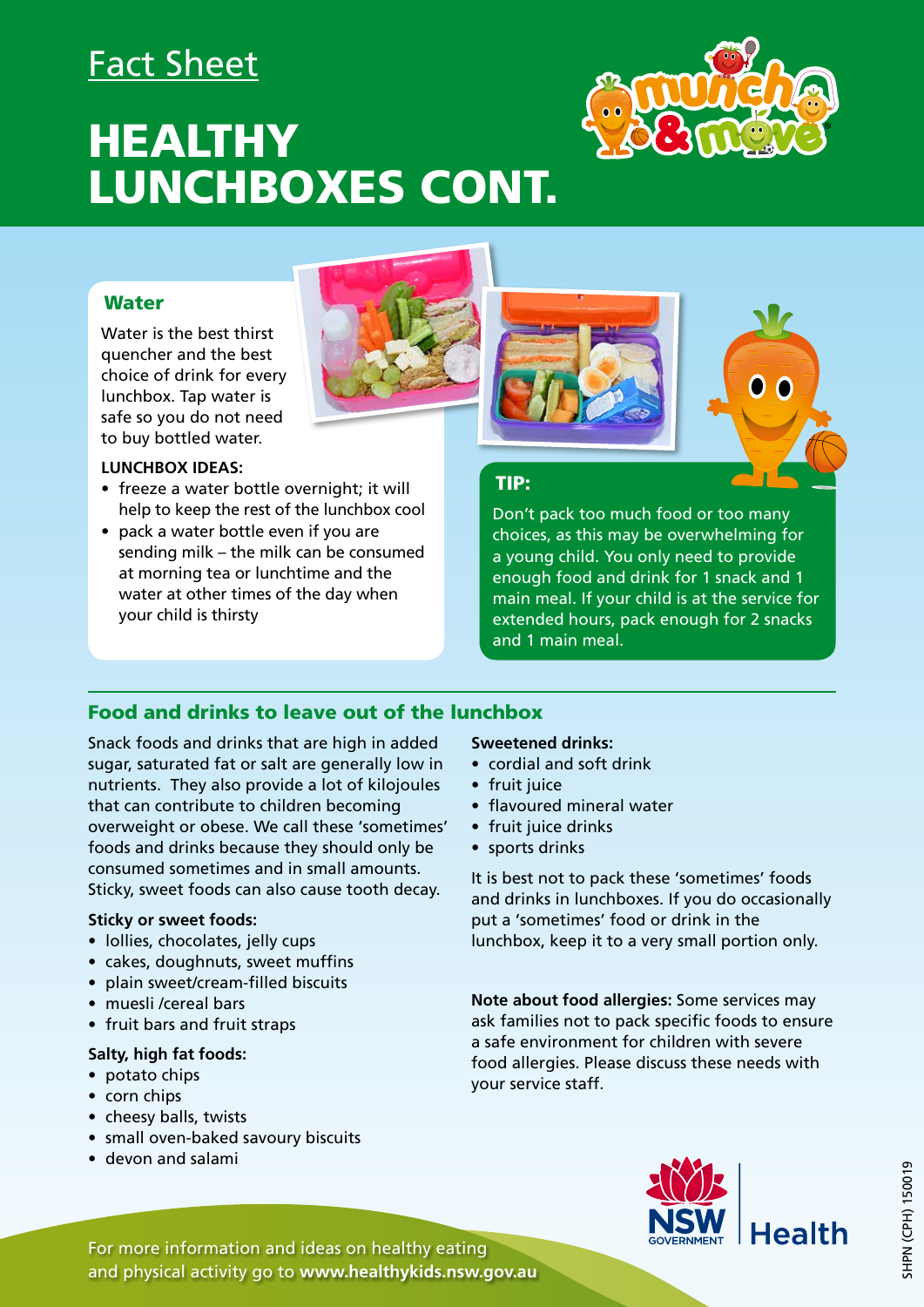Fact Sheet

# HEALTHY LUNCHBOXES CONT.

## Water

Water is the best thirst quencher and the best choice of drink for every lunchbox. Tap water is safe so you do not need to buy bottled water.

**LUNCHBOX IDEAS:**

- freeze a water bottle overnight; it will help to keep the rest of the lunchbox cool
- pack a water bottle even if you are sending milk – the milk can be consumed at morning tea or lunchtime and the water at other times of the day when your child is thirsty

**TIP:**

Don't pack too much food or too many choices, as this may be overwhelming for a young child. You only need to provide enough food and drink for 1 snack and 1 main meal. If your child is at the service for extended hours, pack enough for 2 snacks and 1 main meal.

## Food and drinks to leave out of the lunchbox

Snack foods and drinks that are high in added sugar, saturated fat or salt are generally low in nutrients. They also provide a lot of kilojoules that can contribute to children becoming overweight or obese. We call these 'sometimes' foods and drinks because they should only be consumed sometimes and in small amounts. Sticky, sweet foods can also cause tooth decay.

**Sticky or sweet foods:**

- lollies, chocolates, jelly cups
- cakes, doughnuts, sweet muffins
- plain sweet/cream-filled biscuits
- muesli /cereal bars
- fruit bars and fruit straps

**Salty, high fat foods:**

- potato chips
- corn chips
- cheesy balls, twists
- small oven-baked savoury biscuits
- devon and salami

**Sweetened drinks:**

- cordial and soft drink
- fruit juice
- flavoured mineral water
- fruit juice drinks
- sports drinks

It is best not to pack these 'sometimes' foods and drinks in lunchboxes. If you do occasionally put a 'sometimes' food or drink in the lunchbox, keep it to a very small portion only.

**Note about food allergies:** Some services may ask families not to pack specific foods to ensure a safe environment for children with severe food allergies. Please discuss these needs with your service staff.

For more information and ideas on healthy eating and physical activity go to **www.healthykids.nsw.gov.au**

SHPN (CPH) 150019